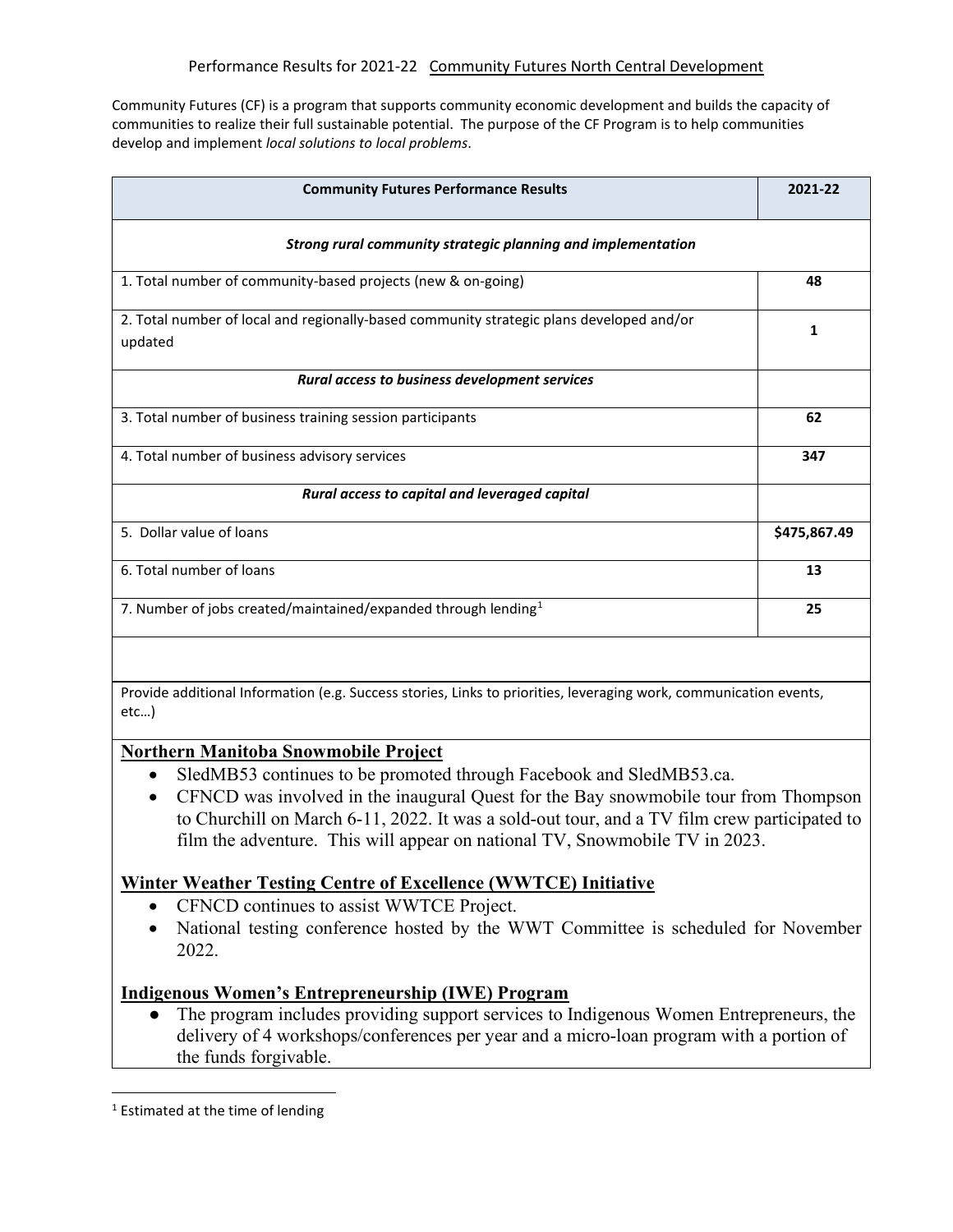Performance Results for 2021-22 <u>Community Futures North Central Development</u>

Community Futures (CF) is a program that supports community economic development and builds the capacity of communities to realize their full sustainable potential. The purpose of the CF Program is to help communities develop and implement *local solutions to local problems*.

| Community Futures Performance Results | 2021-22 |
|---|---|
| ***Strong rural community strategic planning and implementation*** | |
| 1. Total number of community-based projects (new & on-going) | **48** |
| 2. Total number of local and regionally-based community strategic plans developed and/or updated | **1** |
| ***Rural access to business development services*** | |
| 3. Total number of business training session participants | **62** |
| 4. Total number of business advisory services | **347** |
| ***Rural access to capital and leveraged capital*** | |
| 5. Dollar value of loans | **$475,867.49** |
| 6. Total number of loans | **13** |
| 7. Number of jobs created/maintained/expanded through lending[1] | **25** |

Provide additional Information (e.g. Success stories, Links to priorities, leveraging work, communication events, etc…)

**<u>Northern Manitoba Snowmobile Project</u>**

- SledMB53 continues to be promoted through Facebook and SledMB53.ca.
- CFNCD was involved in the inaugural Quest for the Bay snowmobile tour from Thompson to Churchill on March 6-11, 2022. It was a sold-out tour, and a TV film crew participated to film the adventure. This will appear on national TV, Snowmobile TV in 2023.

**<u>Winter Weather Testing Centre of Excellence (WWTCE) Initiative</u>**

- CFNCD continues to assist WWTCE Project.
- National testing conference hosted by the WWT Committee is scheduled for November 2022.

**<u>Indigenous Women's Entrepreneurship (IWE) Program</u>**

- The program includes providing support services to Indigenous Women Entrepreneurs, the delivery of 4 workshops/conferences per year and a micro-loan program with a portion of the funds forgivable.

[1] Estimated at the time of lending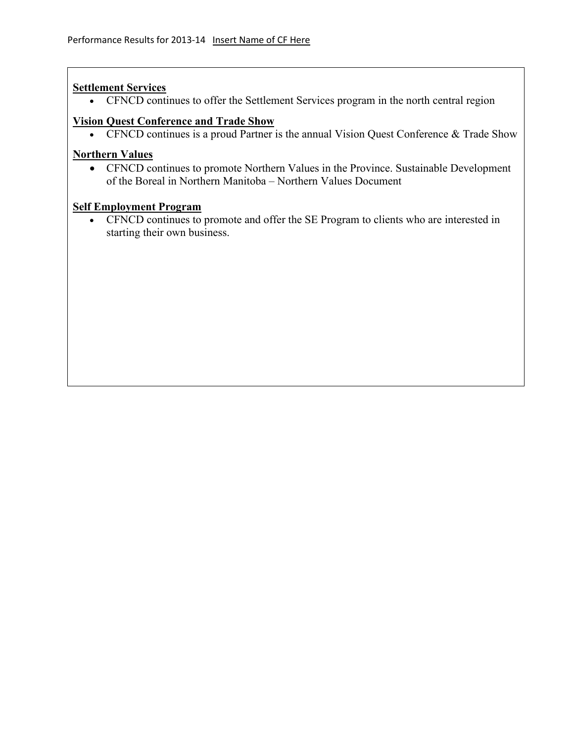**Settlement Services**

- CFNCD continues to offer the Settlement Services program in the north central region

**Vision Quest Conference and Trade Show**

- CFNCD continues is a proud Partner is the annual Vision Quest Conference & Trade Show

**Northern Values**

- CFNCD continues to promote Northern Values in the Province. Sustainable Development of the Boreal in Northern Manitoba – Northern Values Document

**Self Employment Program**

- CFNCD continues to promote and offer the SE Program to clients who are interested in starting their own business.